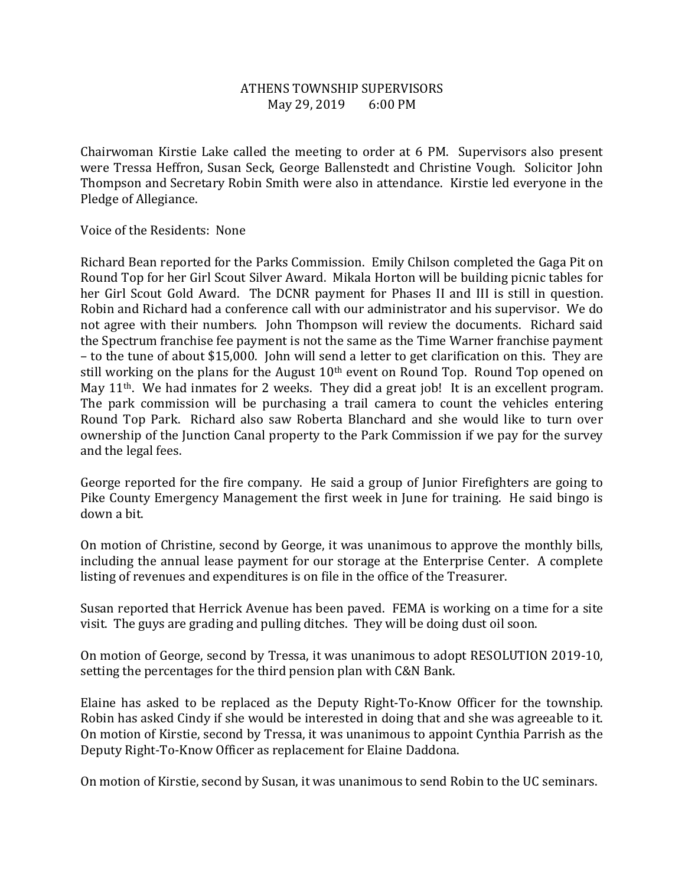# ATHENS TOWNSHIP SUPERVISORS

May 29, 2019 6:00 PM

Chairwoman Kirstie Lake called the meeting to order at 6 PM. Supervisors also present were Tressa Heffron, Susan Seck, George Ballenstedt and Christine Vough. Solicitor John Thompson and Secretary Robin Smith were also in attendance. Kirstie led everyone in the Pledge of Allegiance.

Voice of the Residents: None

Richard Bean reported for the Parks Commission. Emily Chilson completed the Gaga Pit on Round Top for her Girl Scout Silver Award. Mikala Horton will be building picnic tables for her Girl Scout Gold Award. The DCNR payment for Phases II and III is still in question. Robin and Richard had a conference call with our administrator and his supervisor. We do not agree with their numbers. John Thompson will review the documents. Richard said the Spectrum franchise fee payment is not the same as the Time Warner franchise payment – to the tune of about $15,000. John will send a letter to get clarification on this. They are still working on the plans for the August 10th event on Round Top. Round Top opened on May 11th. We had inmates for 2 weeks. They did a great job! It is an excellent program. The park commission will be purchasing a trail camera to count the vehicles entering Round Top Park. Richard also saw Roberta Blanchard and she would like to turn over ownership of the Junction Canal property to the Park Commission if we pay for the survey and the legal fees.

George reported for the fire company. He said a group of Junior Firefighters are going to Pike County Emergency Management the first week in June for training. He said bingo is down a bit.

On motion of Christine, second by George, it was unanimous to approve the monthly bills, including the annual lease payment for our storage at the Enterprise Center. A complete listing of revenues and expenditures is on file in the office of the Treasurer.

Susan reported that Herrick Avenue has been paved. FEMA is working on a time for a site visit. The guys are grading and pulling ditches. They will be doing dust oil soon.

On motion of George, second by Tressa, it was unanimous to adopt RESOLUTION 2019-10, setting the percentages for the third pension plan with C&N Bank.

Elaine has asked to be replaced as the Deputy Right-To-Know Officer for the township. Robin has asked Cindy if she would be interested in doing that and she was agreeable to it. On motion of Kirstie, second by Tressa, it was unanimous to appoint Cynthia Parrish as the Deputy Right-To-Know Officer as replacement for Elaine Daddona.

On motion of Kirstie, second by Susan, it was unanimous to send Robin to the UC seminars.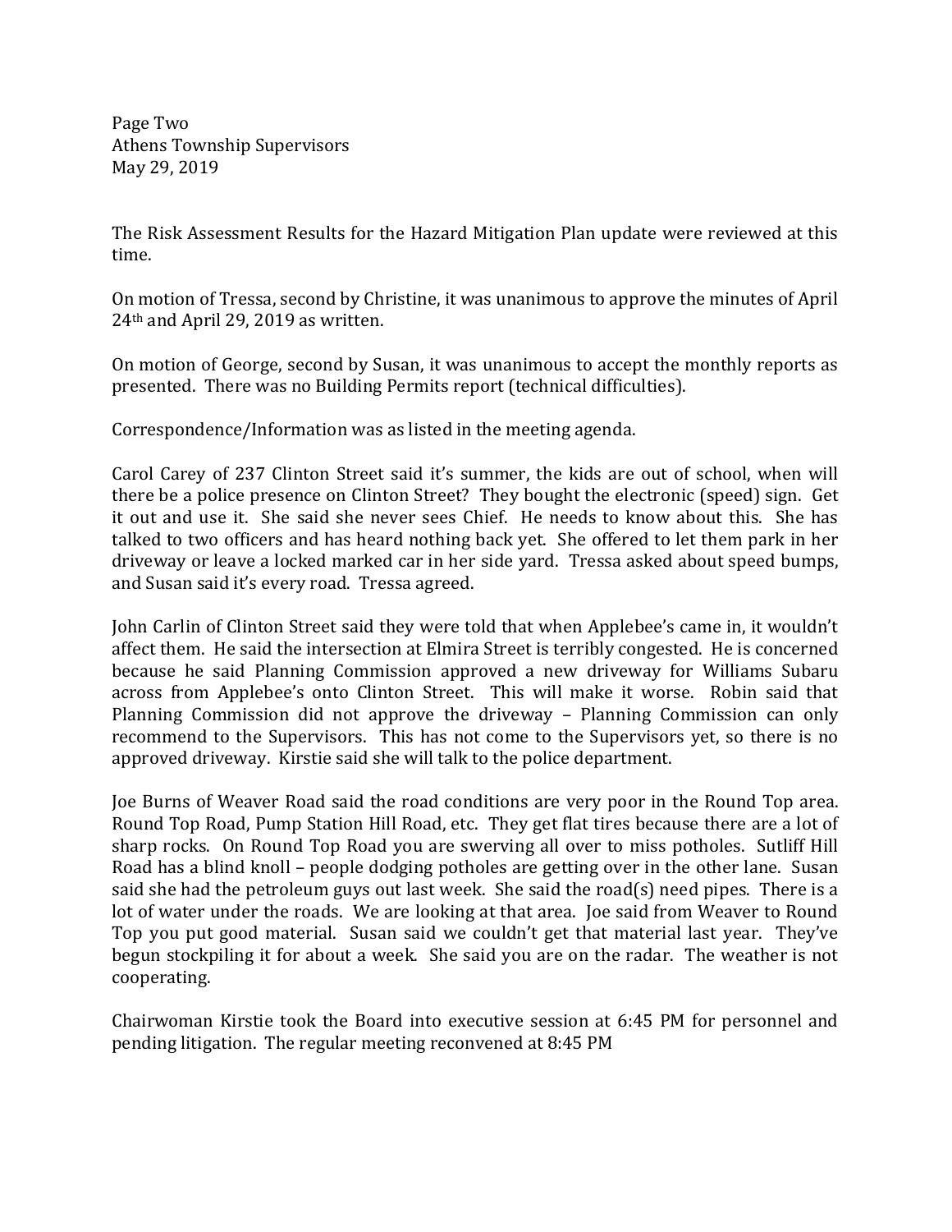The Risk Assessment Results for the Hazard Mitigation Plan update were reviewed at this time.

On motion of Tressa, second by Christine, it was unanimous to approve the minutes of April 24th and April 29, 2019 as written.

On motion of George, second by Susan, it was unanimous to accept the monthly reports as presented. There was no Building Permits report (technical difficulties).

Correspondence/Information was as listed in the meeting agenda.

Carol Carey of 237 Clinton Street said it's summer, the kids are out of school, when will there be a police presence on Clinton Street? They bought the electronic (speed) sign. Get it out and use it. She said she never sees Chief. He needs to know about this. She has talked to two officers and has heard nothing back yet. She offered to let them park in her driveway or leave a locked marked car in her side yard. Tressa asked about speed bumps, and Susan said it's every road. Tressa agreed.

John Carlin of Clinton Street said they were told that when Applebee's came in, it wouldn't affect them. He said the intersection at Elmira Street is terribly congested. He is concerned because he said Planning Commission approved a new driveway for Williams Subaru across from Applebee's onto Clinton Street. This will make it worse. Robin said that Planning Commission did not approve the driveway – Planning Commission can only recommend to the Supervisors. This has not come to the Supervisors yet, so there is no approved driveway. Kirstie said she will talk to the police department.

Joe Burns of Weaver Road said the road conditions are very poor in the Round Top area. Round Top Road, Pump Station Hill Road, etc. They get flat tires because there are a lot of sharp rocks. On Round Top Road you are swerving all over to miss potholes. Sutliff Hill Road has a blind knoll – people dodging potholes are getting over in the other lane. Susan said she had the petroleum guys out last week. She said the road(s) need pipes. There is a lot of water under the roads. We are looking at that area. Joe said from Weaver to Round Top you put good material. Susan said we couldn't get that material last year. They've begun stockpiling it for about a week. She said you are on the radar. The weather is not cooperating.

Chairwoman Kirstie took the Board into executive session at 6:45 PM for personnel and pending litigation. The regular meeting reconvened at 8:45 PM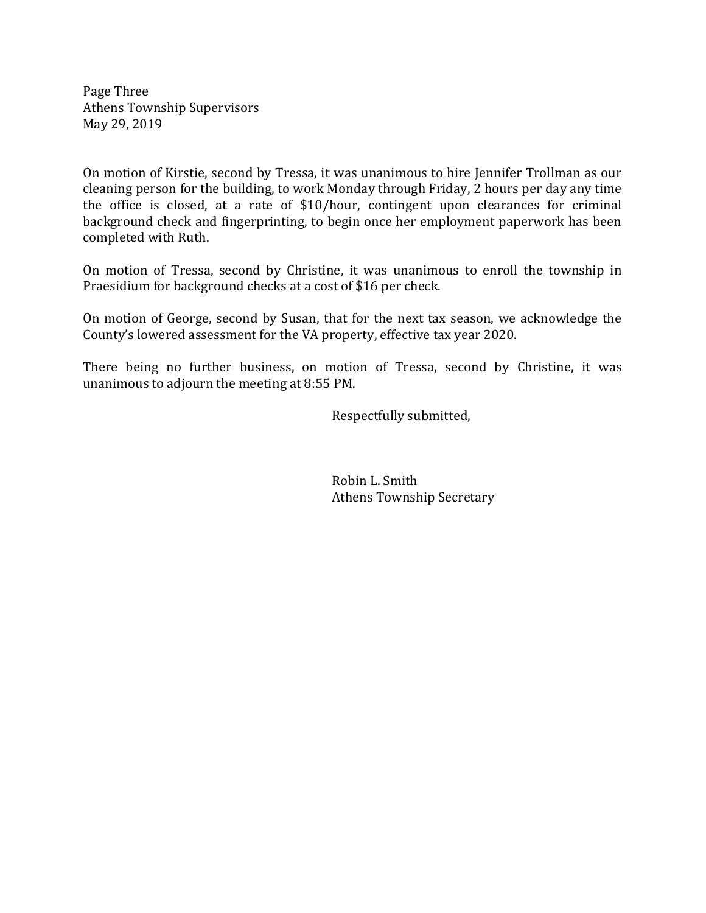On motion of Kirstie, second by Tressa, it was unanimous to hire Jennifer Trollman as our cleaning person for the building, to work Monday through Friday, 2 hours per day any time the office is closed, at a rate of $10/hour, contingent upon clearances for criminal background check and fingerprinting, to begin once her employment paperwork has been completed with Ruth.

On motion of Tressa, second by Christine, it was unanimous to enroll the township in Praesidium for background checks at a cost of $16 per check.

On motion of George, second by Susan, that for the next tax season, we acknowledge the County's lowered assessment for the VA property, effective tax year 2020.

There being no further business, on motion of Tressa, second by Christine, it was unanimous to adjourn the meeting at 8:55 PM.

Respectfully submitted,

Robin L. Smith
Athens Township Secretary